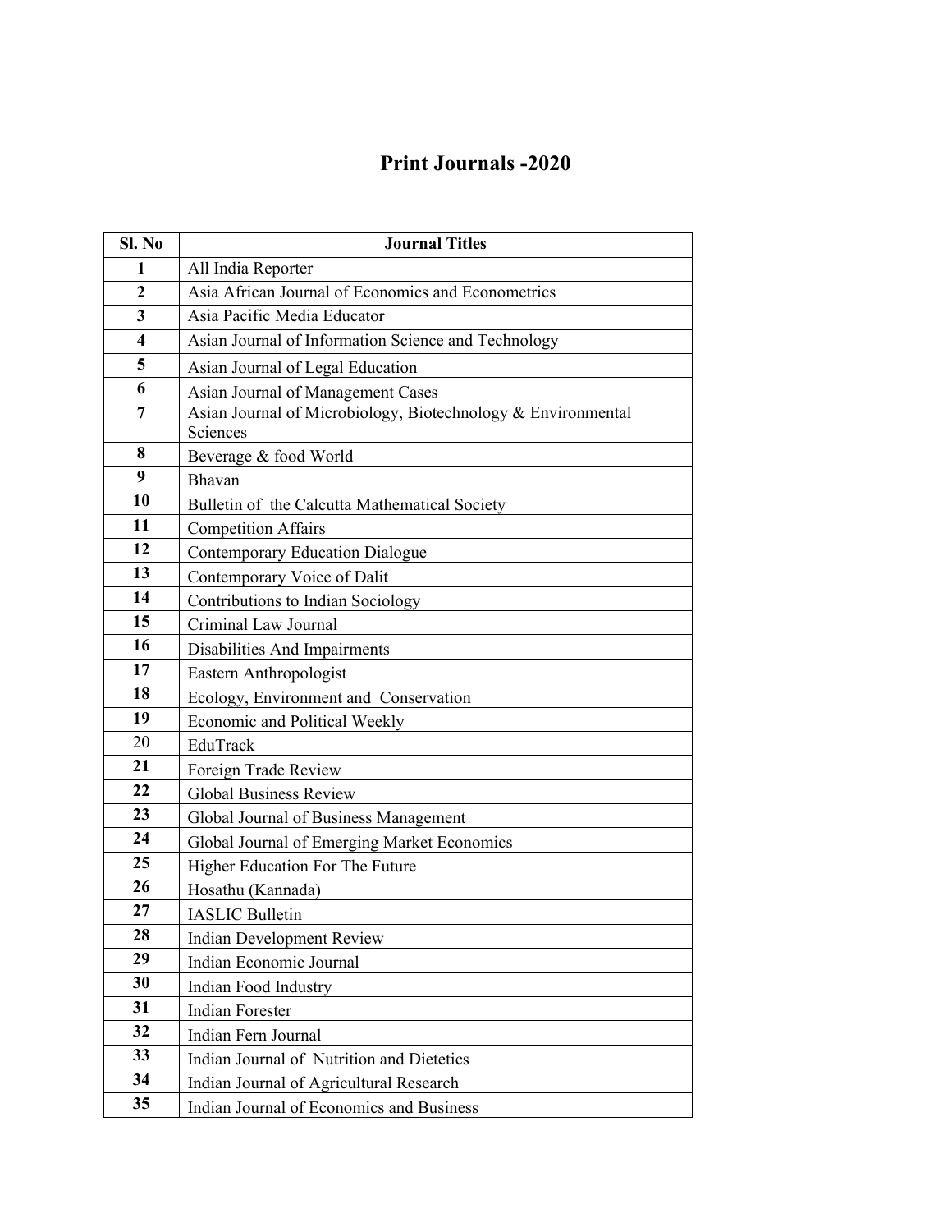# Print Journals -2020

| Sl. No | Journal Titles |
| --- | --- |
| 1 | All India Reporter |
| 2 | Asia African Journal of Economics and Econometrics |
| 3 | Asia Pacific Media Educator |
| 4 | Asian Journal of Information Science and Technology |
| 5 | Asian Journal of Legal Education |
| 6 | Asian Journal of Management Cases |
| 7 | Asian Journal of Microbiology, Biotechnology & Environmental Sciences |
| 8 | Beverage & food World |
| 9 | Bhavan |
| 10 | Bulletin of the Calcutta Mathematical Society |
| 11 | Competition Affairs |
| 12 | Contemporary Education Dialogue |
| 13 | Contemporary Voice of Dalit |
| 14 | Contributions to Indian Sociology |
| 15 | Criminal Law Journal |
| 16 | Disabilities And Impairments |
| 17 | Eastern Anthropologist |
| 18 | Ecology, Environment and Conservation |
| 19 | Economic and Political Weekly |
| 20 | EduTrack |
| 21 | Foreign Trade Review |
| 22 | Global Business Review |
| 23 | Global Journal of Business Management |
| 24 | Global Journal of Emerging Market Economics |
| 25 | Higher Education For The Future |
| 26 | Hosathu (Kannada) |
| 27 | IASLIC Bulletin |
| 28 | Indian Development Review |
| 29 | Indian Economic Journal |
| 30 | Indian Food Industry |
| 31 | Indian Forester |
| 32 | Indian Fern Journal |
| 33 | Indian Journal of Nutrition and Dietetics |
| 34 | Indian Journal of Agricultural Research |
| 35 | Indian Journal of Economics and Business |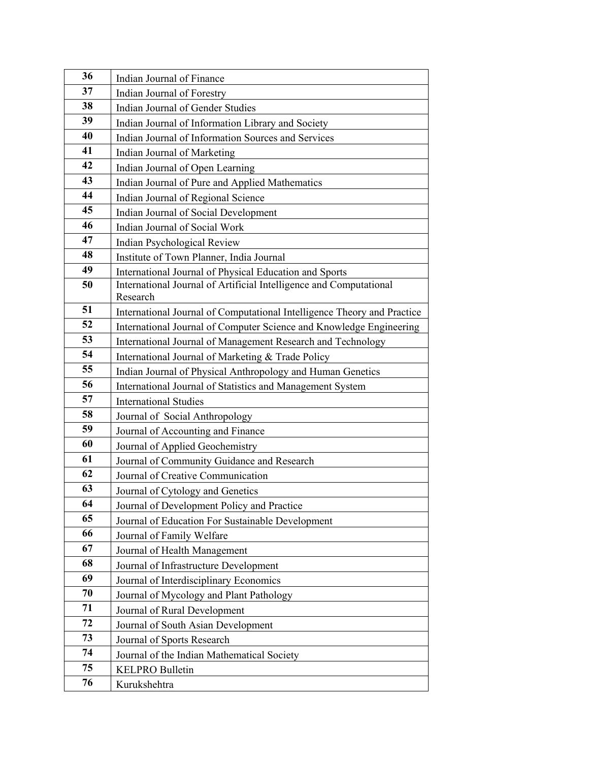| 36 | Indian Journal of Finance |
|---|---|
| 37 | Indian Journal of Forestry |
| 38 | Indian Journal of Gender Studies |
| 39 | Indian Journal of Information Library and Society |
| 40 | Indian Journal of Information Sources and Services |
| 41 | Indian Journal of Marketing |
| 42 | Indian Journal of Open Learning |
| 43 | Indian Journal of Pure and Applied Mathematics |
| 44 | Indian Journal of Regional Science |
| 45 | Indian Journal of Social Development |
| 46 | Indian Journal of Social Work |
| 47 | Indian Psychological Review |
| 48 | Institute of Town Planner, India Journal |
| 49 | International Journal of Physical Education and Sports |
| 50 | International Journal of Artificial Intelligence and Computational Research |
| 51 | International Journal of Computational Intelligence Theory and Practice |
| 52 | International Journal of Computer Science and Knowledge Engineering |
| 53 | International Journal of Management Research and Technology |
| 54 | International Journal of Marketing & Trade Policy |
| 55 | Indian Journal of Physical Anthropology and Human Genetics |
| 56 | International Journal of Statistics and Management System |
| 57 | International Studies |
| 58 | Journal of Social Anthropology |
| 59 | Journal of Accounting and Finance |
| 60 | Journal of Applied Geochemistry |
| 61 | Journal of Community Guidance and Research |
| 62 | Journal of Creative Communication |
| 63 | Journal of Cytology and Genetics |
| 64 | Journal of Development Policy and Practice |
| 65 | Journal of Education For Sustainable Development |
| 66 | Journal of Family Welfare |
| 67 | Journal of Health Management |
| 68 | Journal of Infrastructure Development |
| 69 | Journal of Interdisciplinary Economics |
| 70 | Journal of Mycology and Plant Pathology |
| 71 | Journal of Rural Development |
| 72 | Journal of South Asian Development |
| 73 | Journal of Sports Research |
| 74 | Journal of the Indian Mathematical Society |
| 75 | KELPRO Bulletin |
| 76 | Kurukshehtra |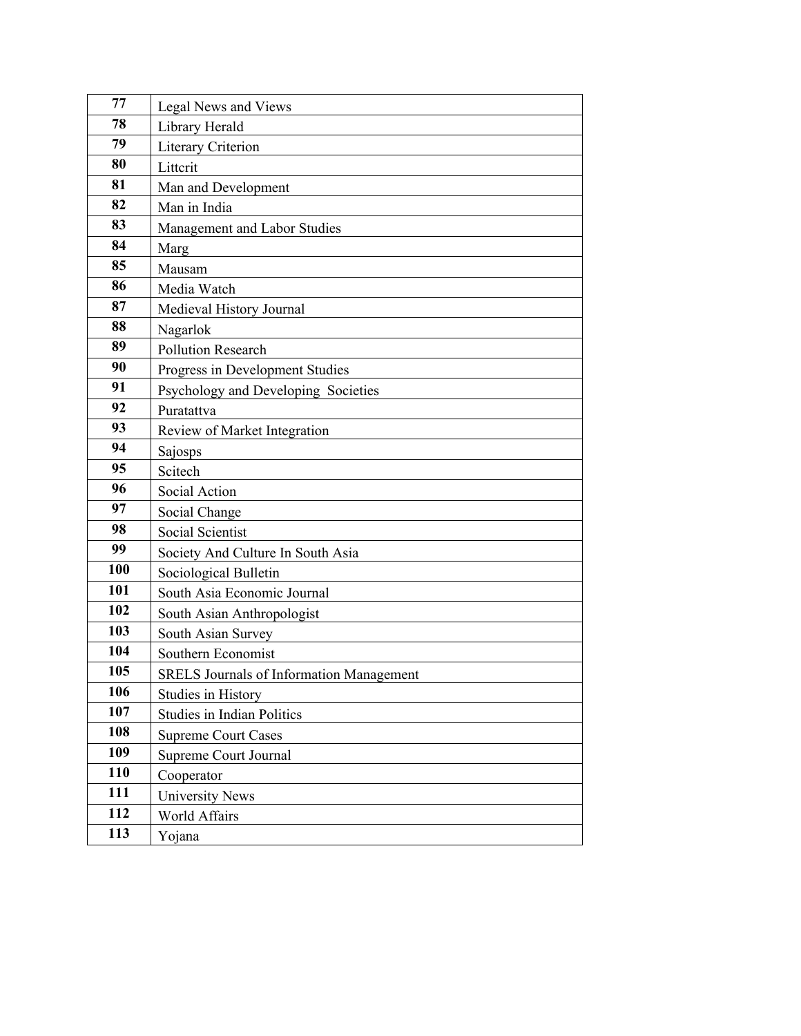| | |
|---|---|
| **77** | Legal News and Views |
| **78** | Library Herald |
| **79** | Literary Criterion |
| **80** | Littcrit |
| **81** | Man and Development |
| **82** | Man in India |
| **83** | Management and Labor Studies |
| **84** | Marg |
| **85** | Mausam |
| **86** | Media Watch |
| **87** | Medieval History Journal |
| **88** | Nagarlok |
| **89** | Pollution Research |
| **90** | Progress in Development Studies |
| **91** | Psychology and Developing Societies |
| **92** | Puratattva |
| **93** | Review of Market Integration |
| **94** | Sajosps |
| **95** | Scitech |
| **96** | Social Action |
| **97** | Social Change |
| **98** | Social Scientist |
| **99** | Society And Culture In South Asia |
| **100** | Sociological Bulletin |
| **101** | South Asia Economic Journal |
| **102** | South Asian Anthropologist |
| **103** | South Asian Survey |
| **104** | Southern Economist |
| **105** | SRELS Journals of Information Management |
| **106** | Studies in History |
| **107** | Studies in Indian Politics |
| **108** | Supreme Court Cases |
| **109** | Supreme Court Journal |
| **110** | Cooperator |
| **111** | University News |
| **112** | World Affairs |
| **113** | Yojana |